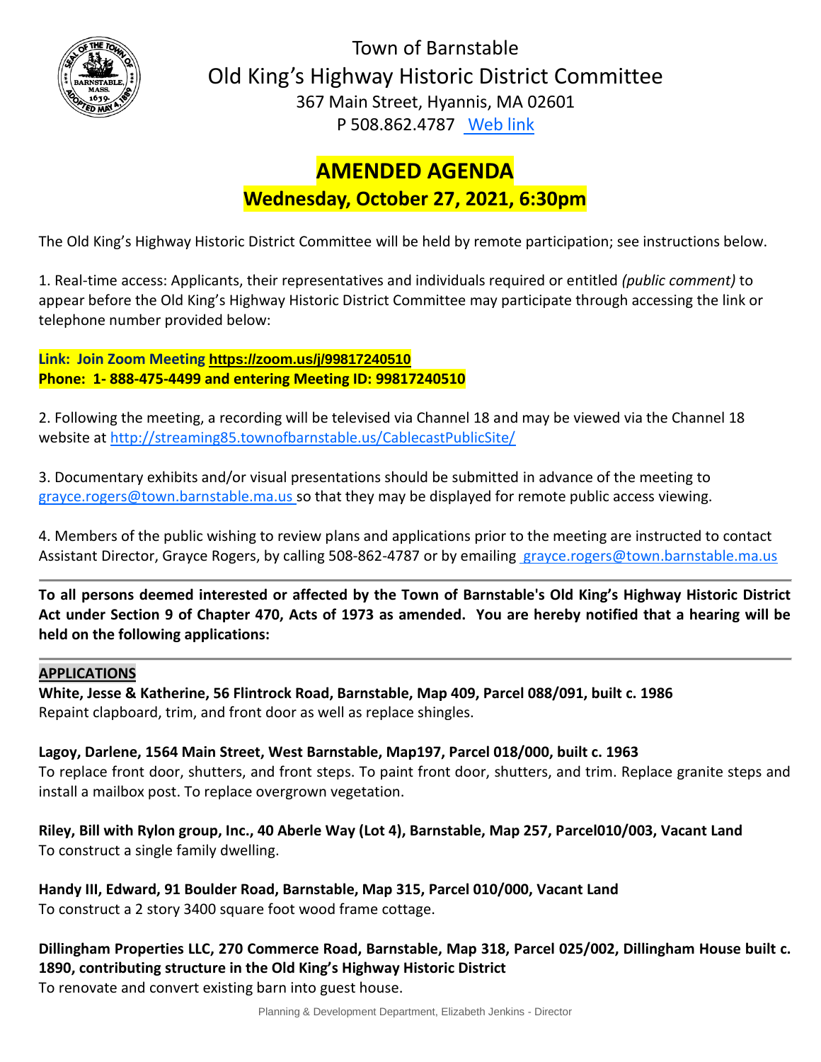# Town of Barnstable
## Old King's Highway Historic District Committee

367 Main Street, Hyannis, MA 02601
P 508.862.4787 [Web link]

# AMENDED AGENDA
## Wednesday, October 27, 2021, 6:30pm

The Old King's Highway Historic District Committee will be held by remote participation; see instructions below.

1. Real-time access: Applicants, their representatives and individuals required or entitled *(public comment)* to appear before the Old King's Highway Historic District Committee may participate through accessing the link or telephone number provided below:

**Link: Join Zoom Meeting https://zoom.us/j/99817240510**
**Phone: 1- 888-475-4499 and entering Meeting ID: 99817240510**

2. Following the meeting, a recording will be televised via Channel 18 and may be viewed via the Channel 18 website at http://streaming85.townofbarnstable.us/CablecastPublicSite/

3. Documentary exhibits and/or visual presentations should be submitted in advance of the meeting to grayce.rogers@town.barnstable.ma.us so that they may be displayed for remote public access viewing.

4. Members of the public wishing to review plans and applications prior to the meeting are instructed to contact Assistant Director, Grayce Rogers, by calling 508-862-4787 or by emailing grayce.rogers@town.barnstable.ma.us

---

**To all persons deemed interested or affected by the Town of Barnstable's Old King's Highway Historic District Act under Section 9 of Chapter 470, Acts of 1973 as amended. You are hereby notified that a hearing will be held on the following applications:**

---

**APPLICATIONS**

**White, Jesse & Katherine, 56 Flintrock Road, Barnstable, Map 409, Parcel 088/091, built c. 1986**
Repaint clapboard, trim, and front door as well as replace shingles.

**Lagoy, Darlene, 1564 Main Street, West Barnstable, Map197, Parcel 018/000, built c. 1963**
To replace front door, shutters, and front steps. To paint front door, shutters, and trim. Replace granite steps and install a mailbox post. To replace overgrown vegetation.

**Riley, Bill with Rylon group, Inc., 40 Aberle Way (Lot 4), Barnstable, Map 257, Parcel010/003, Vacant Land**
To construct a single family dwelling.

**Handy III, Edward, 91 Boulder Road, Barnstable, Map 315, Parcel 010/000, Vacant Land**
To construct a 2 story 3400 square foot wood frame cottage.

**Dillingham Properties LLC, 270 Commerce Road, Barnstable, Map 318, Parcel 025/002, Dillingham House built c. 1890, contributing structure in the Old King's Highway Historic District**
To renovate and convert existing barn into guest house.

Planning & Development Department, Elizabeth Jenkins - Director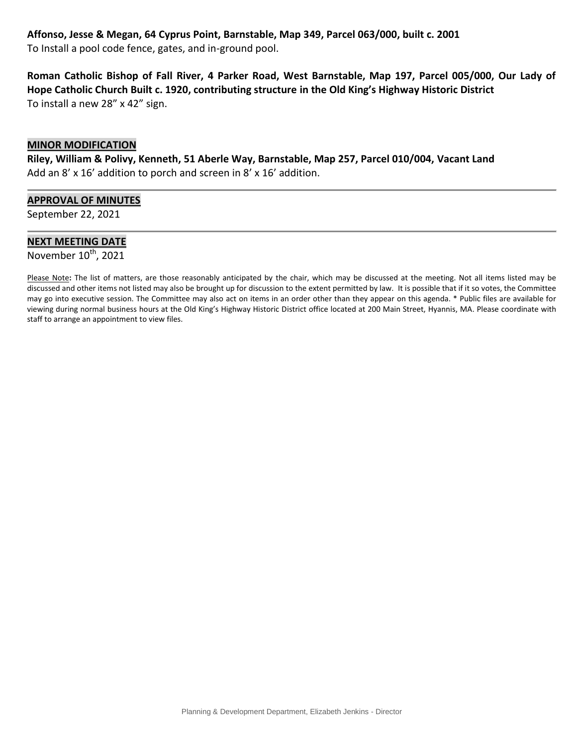**Affonso, Jesse & Megan, 64 Cyprus Point, Barnstable, Map 349, Parcel 063/000, built c. 2001**
To Install a pool code fence, gates, and in-ground pool.

**Roman Catholic Bishop of Fall River, 4 Parker Road, West Barnstable, Map 197, Parcel 005/000, Our Lady of Hope Catholic Church Built c. 1920, contributing structure in the Old King's Highway Historic District**
To install a new 28" x 42" sign.

## MINOR MODIFICATION

**Riley, William & Polivy, Kenneth, 51 Aberle Way, Barnstable, Map 257, Parcel 010/004, Vacant Land**
Add an 8' x 16' addition to porch and screen in 8' x 16' addition.

---

## APPROVAL OF MINUTES

September 22, 2021

---

## NEXT MEETING DATE

November 10th, 2021

Please Note**:** The list of matters, are those reasonably anticipated by the chair, which may be discussed at the meeting. Not all items listed may be discussed and other items not listed may also be brought up for discussion to the extent permitted by law. It is possible that if it so votes, the Committee may go into executive session. The Committee may also act on items in an order other than they appear on this agenda. * Public files are available for viewing during normal business hours at the Old King's Highway Historic District office located at 200 Main Street, Hyannis, MA. Please coordinate with staff to arrange an appointment to view files.

Planning & Development Department, Elizabeth Jenkins - Director